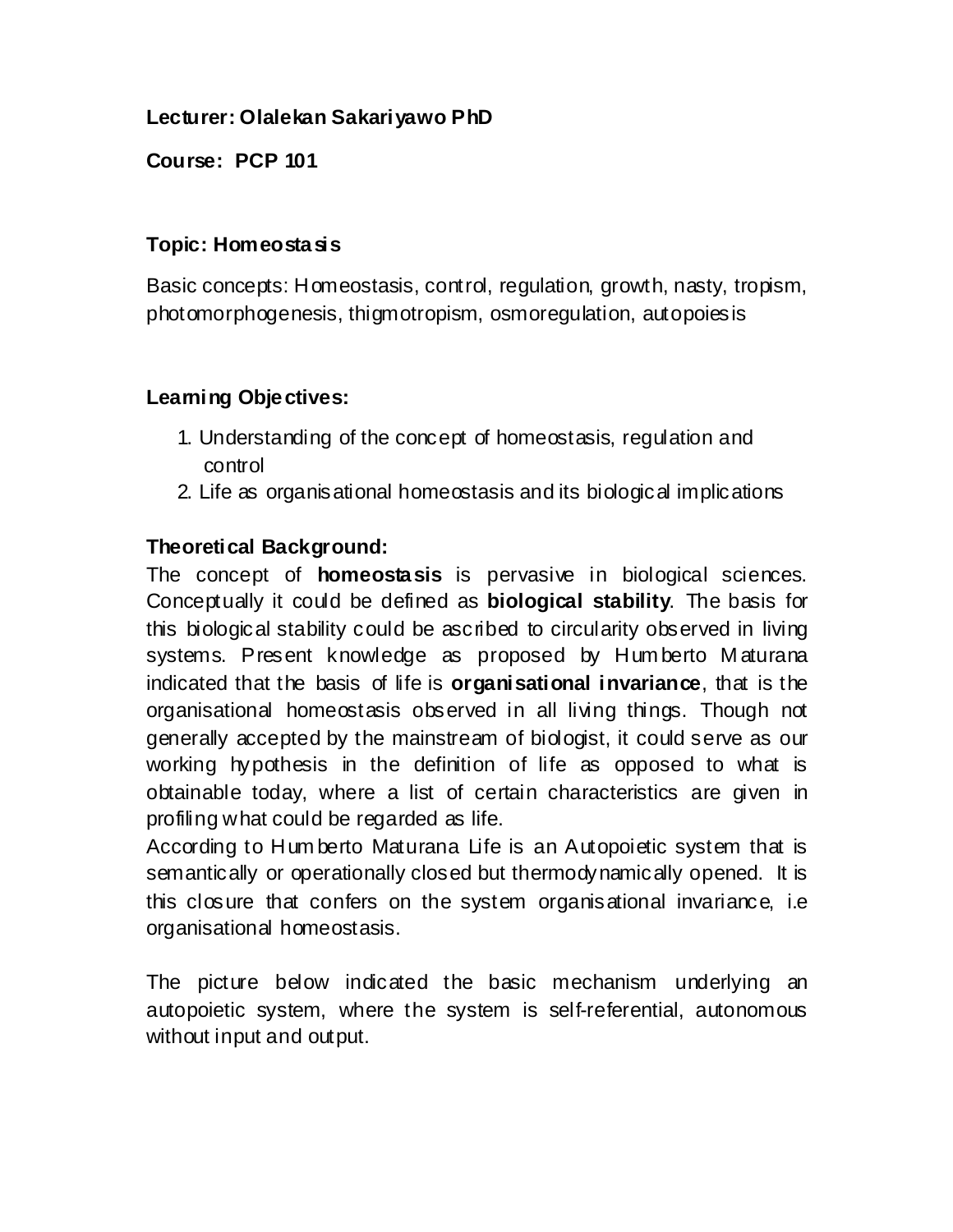**Lecturer: Olalekan Sakariyawo PhD**

**Course: PCP 101**

### Topic: Homeostasis

Basic concepts: Homeostasis, control, regulation, growth, nasty, tropism, photomorphogenesis, thigmotropism, osmoregulation, autopoiesis

### Learning Objectives:

1. Understanding of the concept of homeostasis, regulation and control
2. Life as organisational homeostasis and its biological implications

### Theoretical Background:

The concept of **homeostasis** is pervasive in biological sciences. Conceptually it could be defined as **biological stability**. The basis for this biological stability could be ascribed to circularity observed in living systems. Present knowledge as proposed by Humberto Maturana indicated that the basis of life is **organisational invariance**, that is the organisational homeostasis observed in all living things. Though not generally accepted by the mainstream of biologist, it could serve as our working hypothesis in the definition of life as opposed to what is obtainable today, where a list of certain characteristics are given in profiling what could be regarded as life.

According to Humberto Maturana Life is an Autopoietic system that is semantically or operationally closed but thermodynamically opened. It is this closure that confers on the system organisational invariance, i.e organisational homeostasis.

The picture below indicated the basic mechanism underlying an autopoietic system, where the system is self-referential, autonomous without input and output.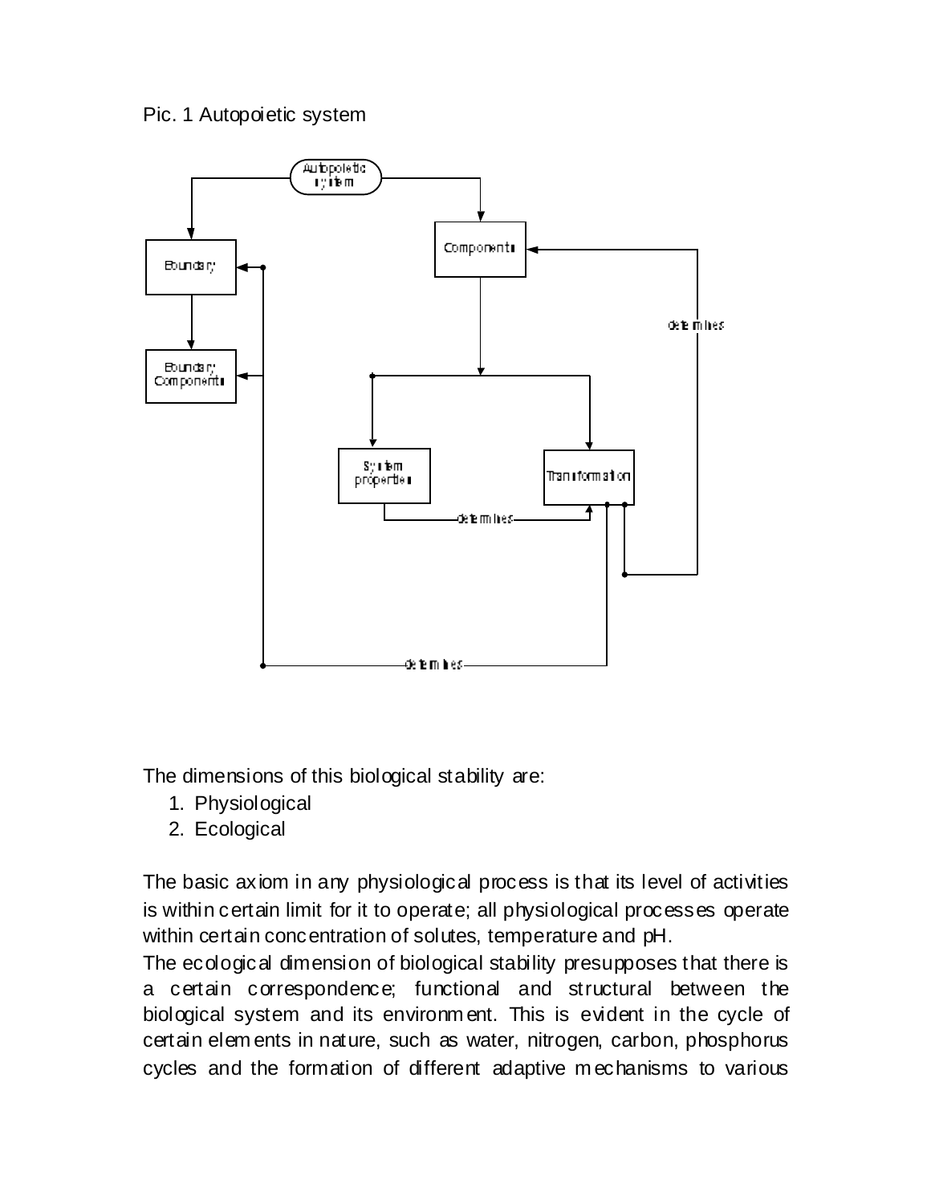Pic. 1 Autopoietic system

The dimensions of this biological stability are:

1. Physiological
2. Ecological

The basic axiom in any physiological process is that its level of activities is within certain limit for it to operate; all physiological processes operate within certain concentration of solutes, temperature and pH.

The ecological dimension of biological stability presupposes that there is a certain correspondence; functional and structural between the biological system and its environment. This is evident in the cycle of certain elements in nature, such as water, nitrogen, carbon, phosphorus cycles and the formation of different adaptive mechanisms to various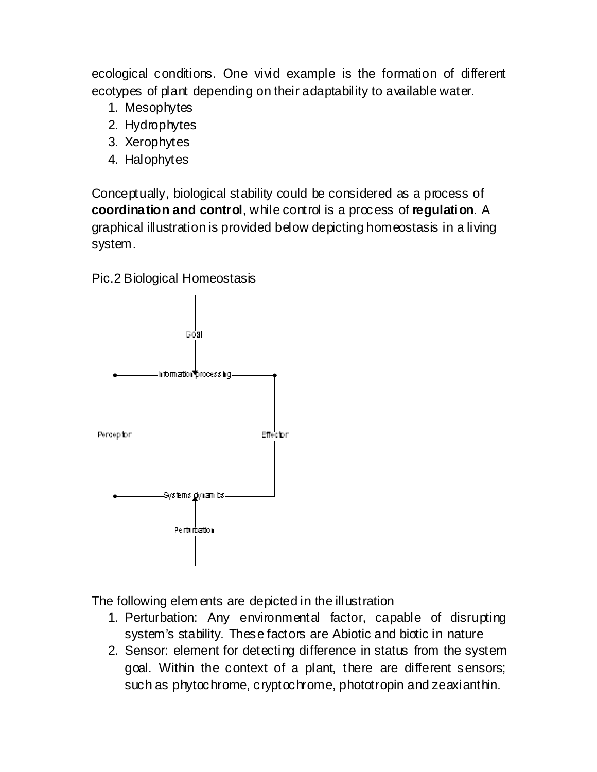ecological conditions. One vivid example is the formation of different ecotypes of plant depending on their adaptability to available water.

1. Mesophytes
2. Hydrophytes
3. Xerophytes
4. Halophytes

Conceptually, biological stability could be considered as a process of **coordination and control**, while control is a process of **regulation**. A graphical illustration is provided below depicting homeostasis in a living system.

Pic.2 Biological Homeostasis

Goal

Information processing

Perception

Effector

Systems dynamics

Perturbation

The following elements are depicted in the illustration

1. Perturbation: Any environmental factor, capable of disrupting system's stability. These factors are Abiotic and biotic in nature
2. Sensor: element for detecting difference in status from the system goal. Within the context of a plant, there are different sensors; such as phytochrome, cryptochrome, phototropin and zeaxianthin.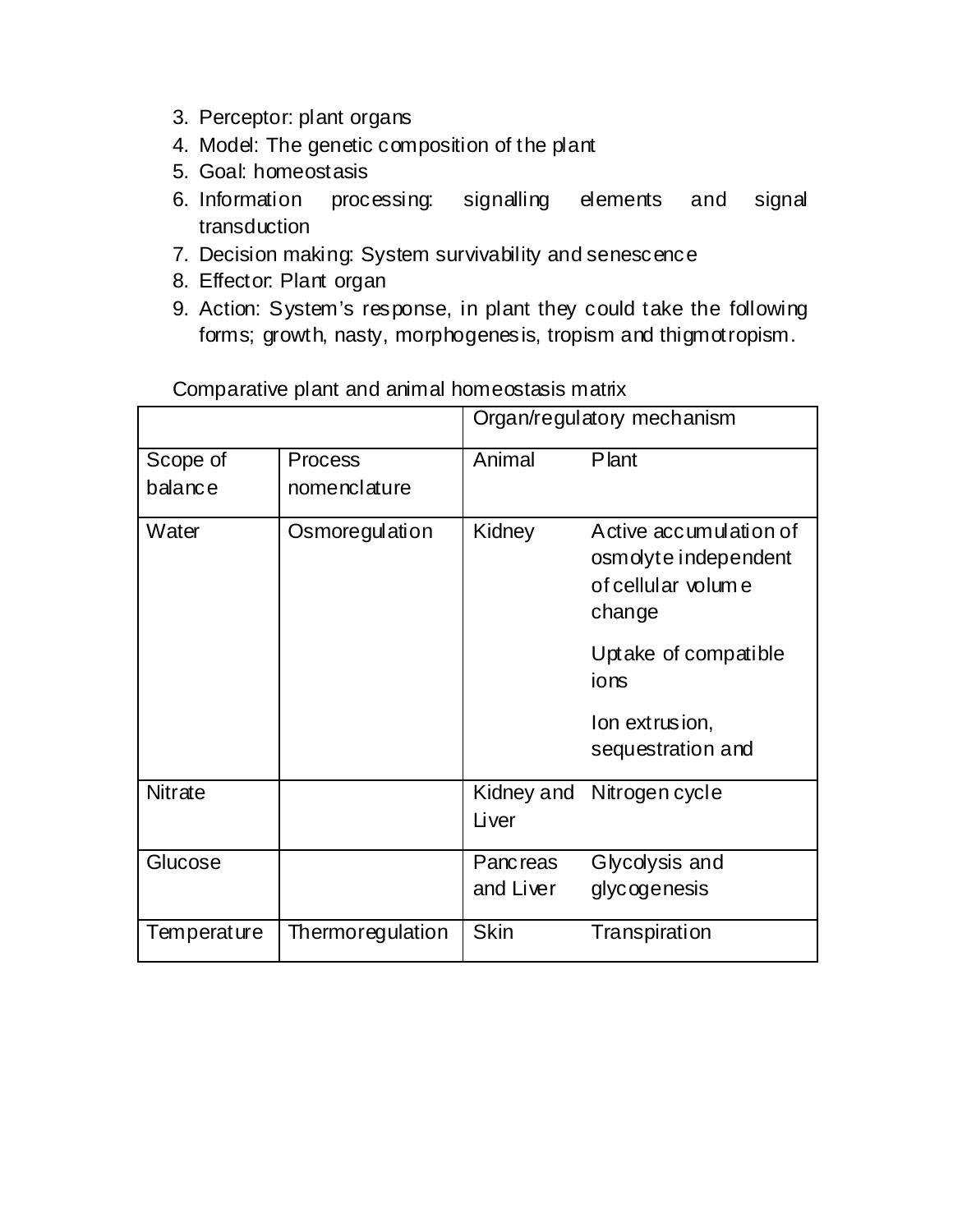3. Perceptor: plant organs
4. Model: The genetic composition of the plant
5. Goal: homeostasis
6. Information processing: signalling elements and signal transduction
7. Decision making: System survivability and senescence
8. Effector: Plant organ
9. Action: System's response, in plant they could take the following forms; growth, nasty, morphogenesis, tropism and thigmotropism.

Comparative plant and animal homeostasis matrix

| | | Organ/regulatory mechanism | |
|---|---|---|---|
| Scope of balance | Process nomenclature | Animal | Plant |
| Water | Osmoregulation | Kidney | Active accumulation of osmolyte independent of cellular volume change<br><br>Uptake of compatible ions<br><br>Ion extrusion, sequestration and |
| Nitrate | | Kidney and Liver | Nitrogen cycle |
| Glucose | | Pancreas and Liver | Glycolysis and glycogenesis |
| Temperature | Thermoregulation | Skin | Transpiration |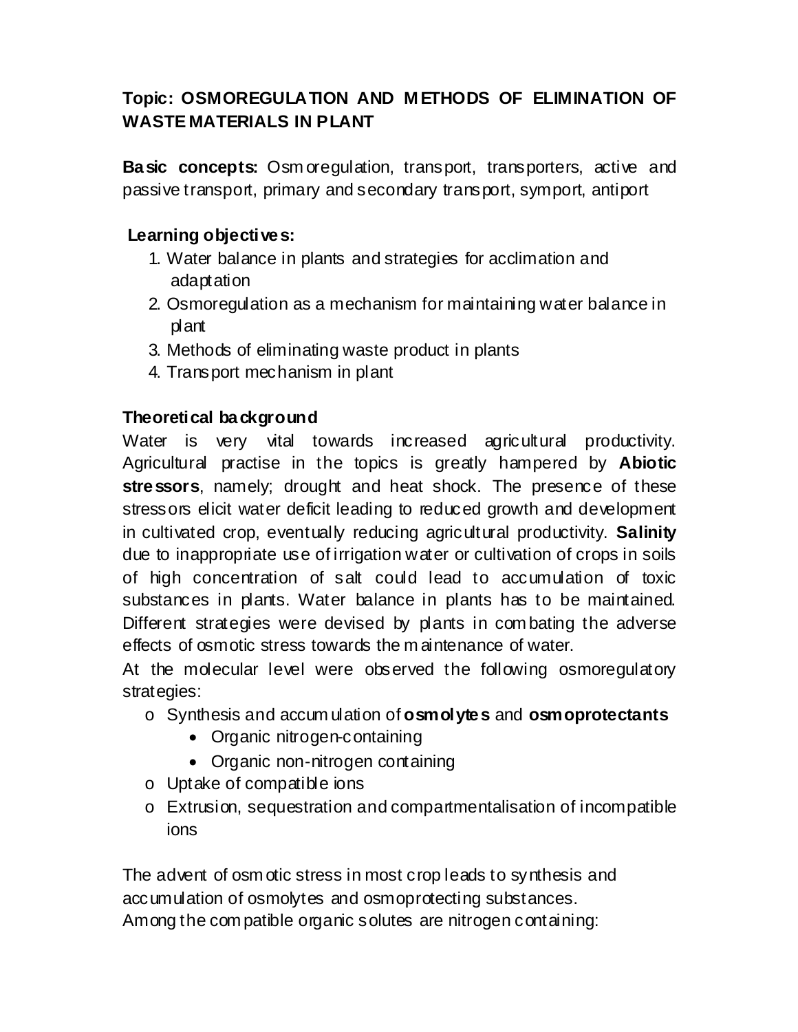**Topic: OSMOREGULATION AND METHODS OF ELIMINATION OF WASTE MATERIALS IN PLANT**

**Basic concepts:** Osmoregulation, transport, transporters, active and passive transport, primary and secondary transport, symport, antiport

**Learning objectives:**

1. Water balance in plants and strategies for acclimation and adaptation
2. Osmoregulation as a mechanism for maintaining water balance in plant
3. Methods of eliminating waste product in plants
4. Transport mechanism in plant

**Theoretical background**

Water is very vital towards increased agricultural productivity. Agricultural practise in the topics is greatly hampered by **Abiotic stressors**, namely; drought and heat shock. The presence of these stressors elicit water deficit leading to reduced growth and development in cultivated crop, eventually reducing agricultural productivity. **Salinity** due to inappropriate use of irrigation water or cultivation of crops in soils of high concentration of salt could lead to accumulation of toxic substances in plants. Water balance in plants has to be maintained. Different strategies were devised by plants in combating the adverse effects of osmotic stress towards the maintenance of water.

At the molecular level were observed the following osmoregulatory strategies:

- Synthesis and accumulation of **osmolytes** and **osmoprotectants**
  - Organic nitrogen-containing
  - Organic non-nitrogen containing
- Uptake of compatible ions
- Extrusion, sequestration and compartmentalisation of incompatible ions

The advent of osmotic stress in most crop leads to synthesis and accumulation of osmolytes and osmoprotecting substances.
Among the compatible organic solutes are nitrogen containing: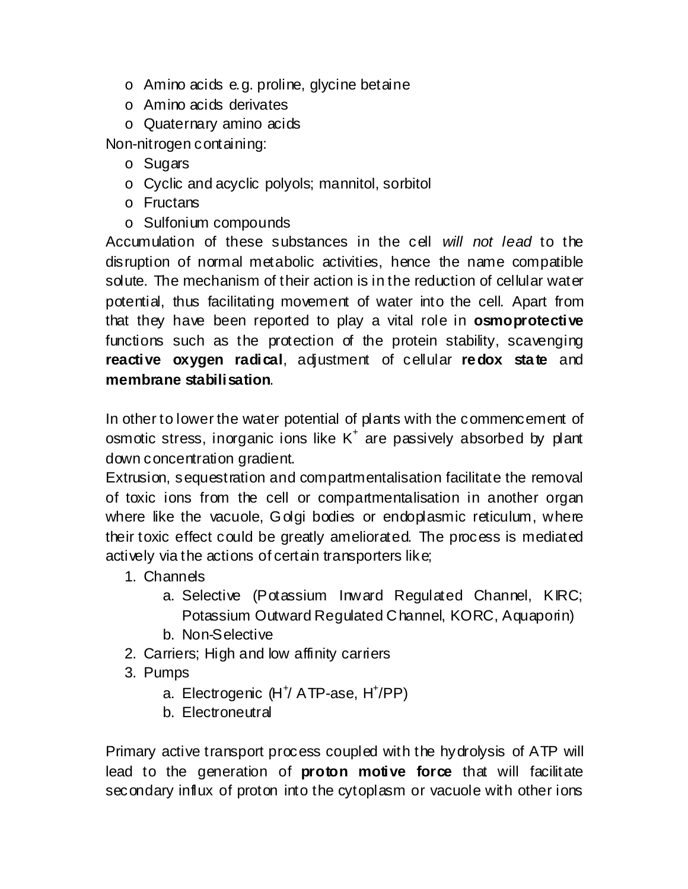- Amino acids e.g. proline, glycine betaine
- Amino acids derivates
- Quaternary amino acids

Non-nitrogen containing:

- Sugars
- Cyclic and acyclic polyols; mannitol, sorbitol
- Fructans
- Sulfonium compounds

Accumulation of these substances in the cell *will not lead* to the disruption of normal metabolic activities, hence the name compatible solute. The mechanism of their action is in the reduction of cellular water potential, thus facilitating movement of water into the cell. Apart from that they have been reported to play a vital role in **osmoprotective** functions such as the protection of the protein stability, scavenging **reactive oxygen radical**, adjustment of cellular **redox state** and **membrane stabilisation**.

In other to lower the water potential of plants with the commencement of osmotic stress, inorganic ions like $K^+$ are passively absorbed by plant down concentration gradient.

Extrusion, sequestration and compartmentalisation facilitate the removal of toxic ions from the cell or compartmentalisation in another organ where like the vacuole, Golgi bodies or endoplasmic reticulum, where their toxic effect could be greatly ameliorated. The process is mediated actively via the actions of certain transporters like;

1. Channels
   a. Selective (Potassium Inward Regulated Channel, KIRC; Potassium Outward Regulated Channel, KORC, Aquaporin)
   b. Non-Selective
2. Carriers; High and low affinity carriers
3. Pumps
   a. Electrogenic ($H^+$/ ATP-ase, $H^+$/PP)
   b. Electroneutral

Primary active transport process coupled with the hydrolysis of ATP will lead to the generation of **proton motive force** that will facilitate secondary influx of proton into the cytoplasm or vacuole with other ions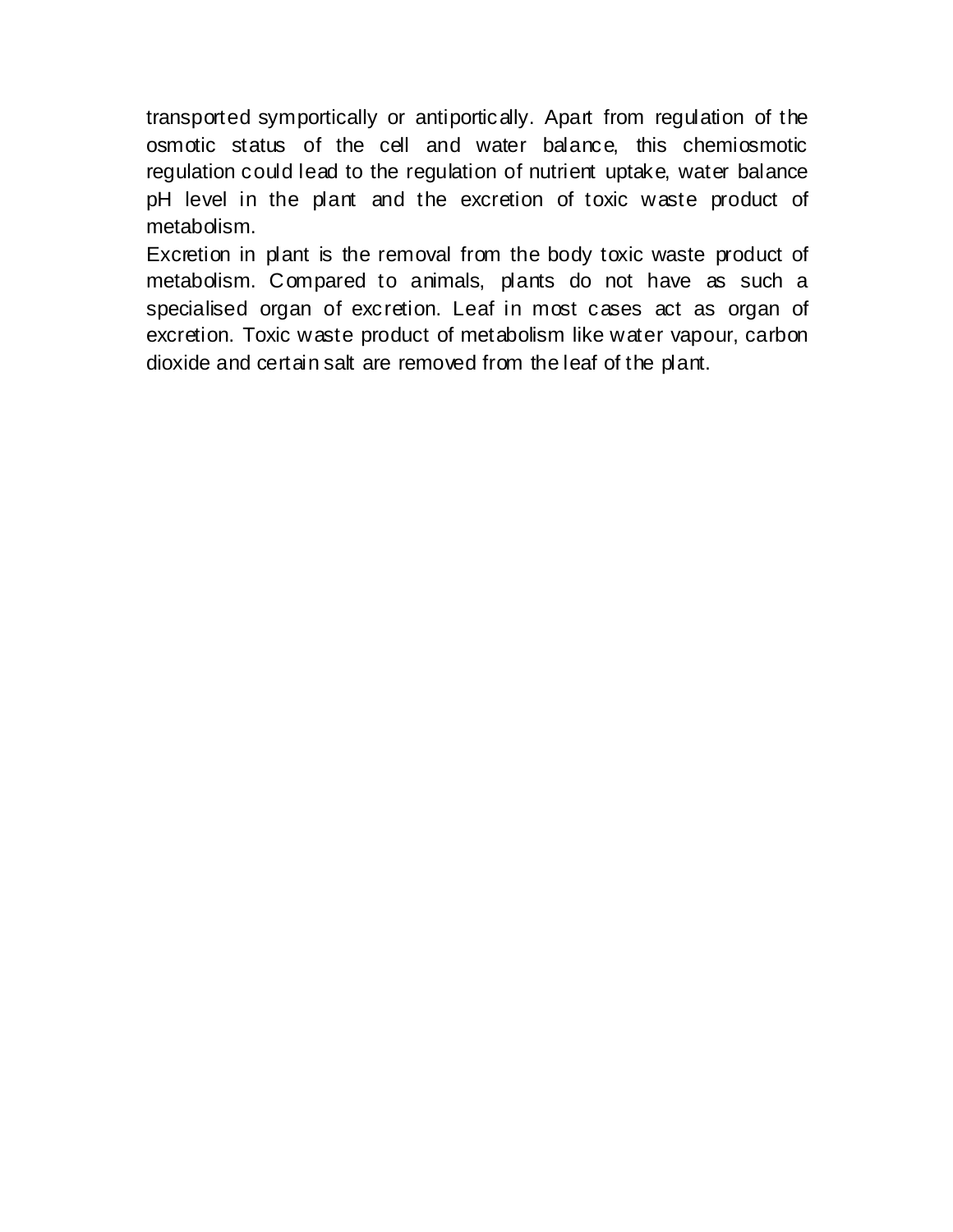transported symportically or antiportically. Apart from regulation of the osmotic status of the cell and water balance, this chemiosmotic regulation could lead to the regulation of nutrient uptake, water balance pH level in the plant and the excretion of toxic waste product of metabolism.

Excretion in plant is the removal from the body toxic waste product of metabolism. Compared to animals, plants do not have as such a specialised organ of excretion. Leaf in most cases act as organ of excretion. Toxic waste product of metabolism like water vapour, carbon dioxide and certain salt are removed from the leaf of the plant.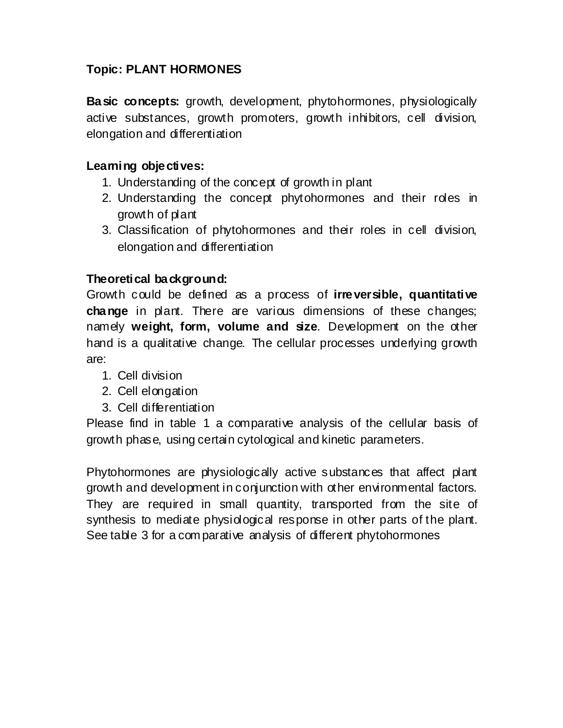**Topic: PLANT HORMONES**

**Basic concepts:** growth, development, phytohormones, physiologically active substances, growth promoters, growth inhibitors, cell division, elongation and differentiation

**Learning objectives:**

1. Understanding of the concept of growth in plant
2. Understanding the concept phytohormones and their roles in growth of plant
3. Classification of phytohormones and their roles in cell division, elongation and differentiation

**Theoretical background:**

Growth could be defined as a process of **irreversible, quantitative change** in plant. There are various dimensions of these changes; namely **weight, form, volume and size**. Development on the other hand is a qualitative change. The cellular processes underlying growth are:

1. Cell division
2. Cell elongation
3. Cell differentiation

Please find in table 1 a comparative analysis of the cellular basis of growth phase, using certain cytological and kinetic parameters.

Phytohormones are physiologically active substances that affect plant growth and development in conjunction with other environmental factors. They are required in small quantity, transported from the site of synthesis to mediate physiological response in other parts of the plant. See table 3 for a comparative analysis of different phytohormones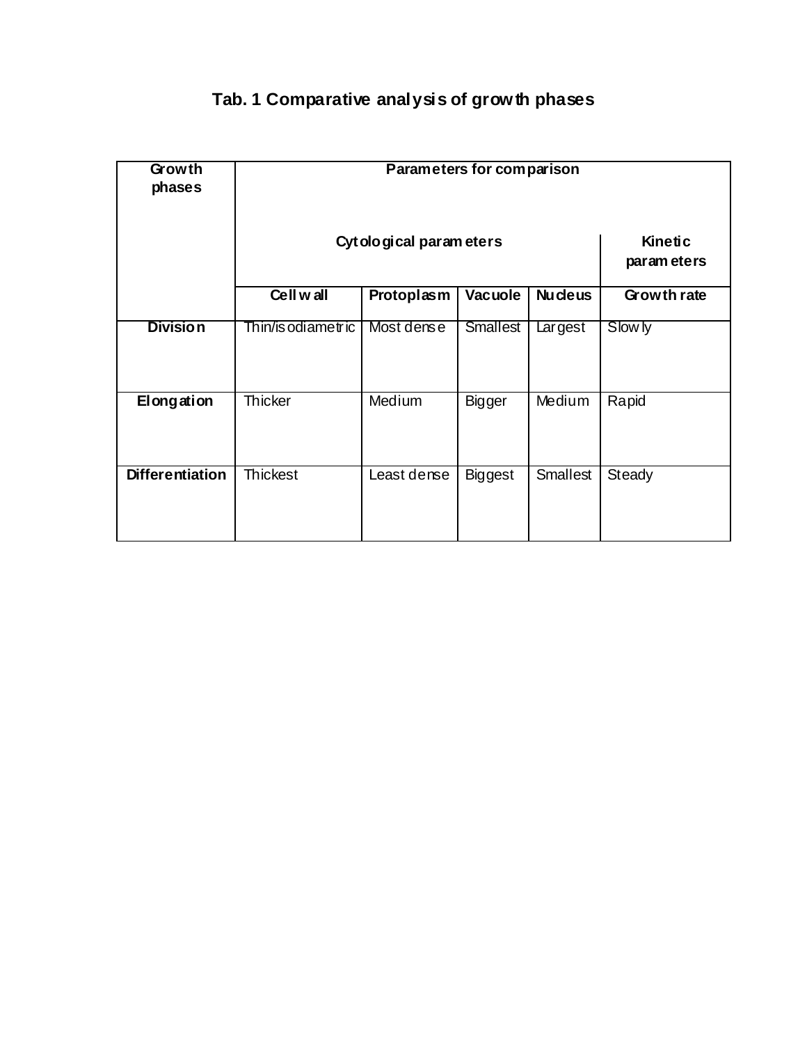**Tab. 1 Comparative analysis of growth phases**

| Growth phases | Parameters for comparison | | | | |
|---|---|---|---|---|---|
| | Cytological parameters | | | | Kinetic parameters |
| | Cell wall | Protoplasm | Vacuole | Nucleus | Growth rate |
| **Division** | Thin/isodiametric | Most dense | Smallest | Largest | Slowly |
| **Elongation** | Thicker | Medium | Bigger | Medium | Rapid |
| **Differentiation** | Thickest | Least dense | Biggest | Smallest | Steady |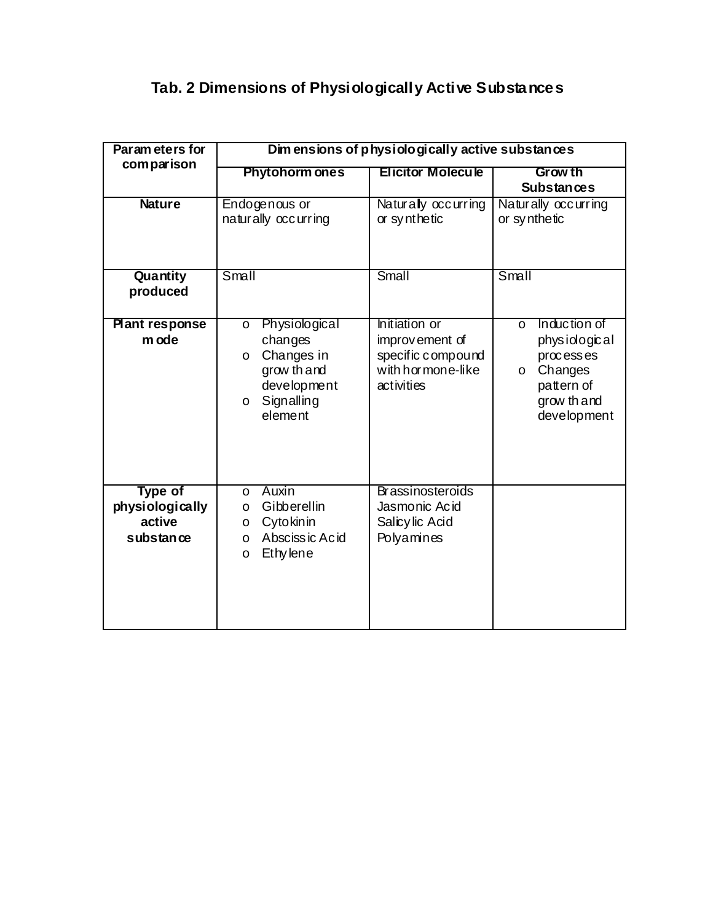### Tab. 2 Dimensions of Physiologically Active Substances

| Parameters for comparison | Dimensions of physiologically active substances | | |
|---|---|---|---|
| | **Phytohormones** | **Elicitor Molecule** | **Growth Substances** |
| **Nature** | Endogenous or naturally occurring | Naturally occurring or synthetic | Naturally occurring or synthetic |
| **Quantity produced** | Small | Small | Small |
| **Plant response mode** | o Physiological changes<br>o Changes in growth and development<br>o Signalling element | Initiation or improvement of specific compound with hormone-like activities | o Induction of physiological processes<br>o Changes pattern of growth and development |
| **Type of physiologically active substance** | o Auxin<br>o Gibberellin<br>o Cytokinin<br>o Abscissic Acid<br>o Ethylene | Brassinosteroids<br>Jasmonic Acid<br>Salicylic Acid<br>Polyamines | |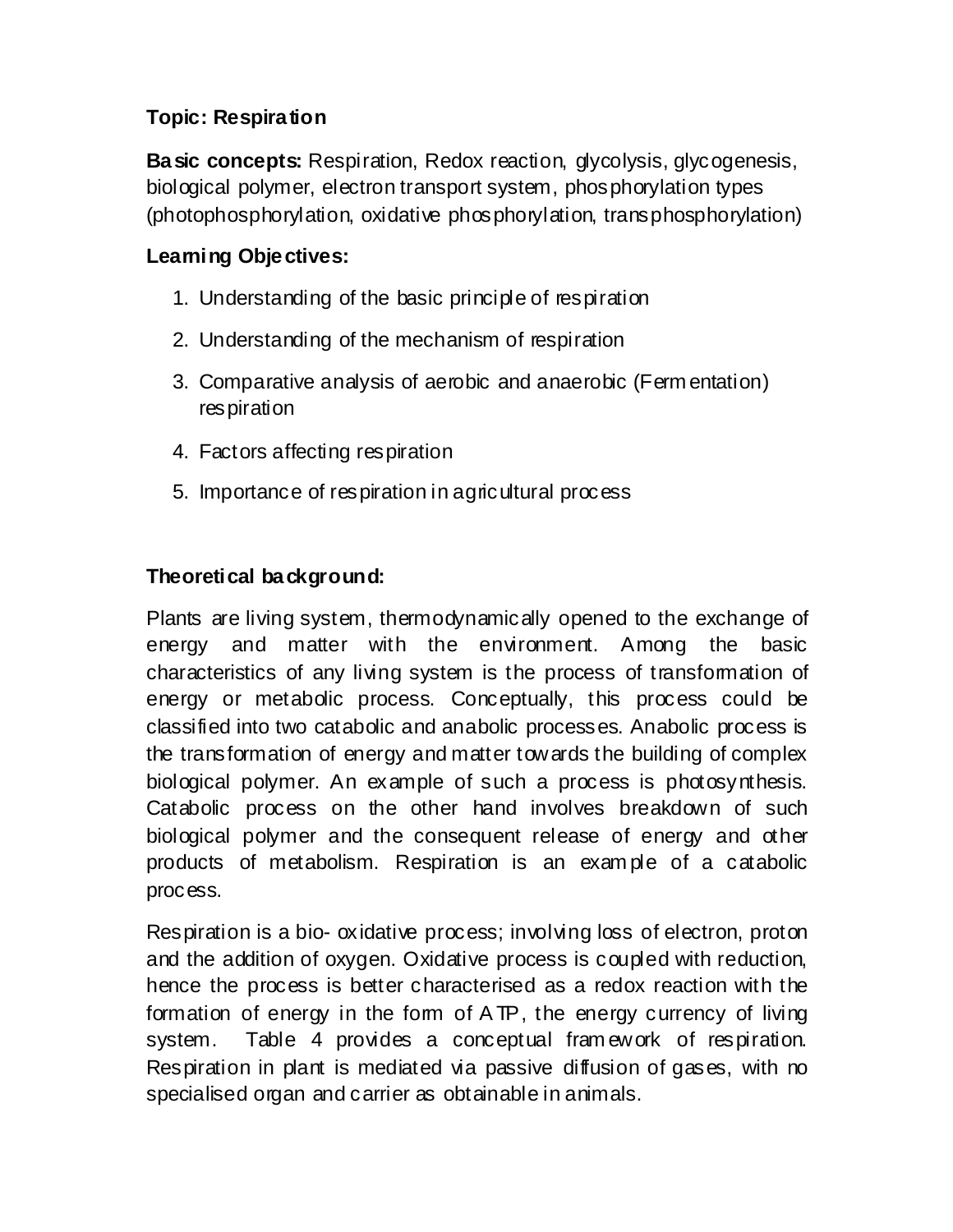**Topic: Respiration**

**Basic concepts:** Respiration, Redox reaction, glycolysis, glycogenesis, biological polymer, electron transport system, phosphorylation types (photophosphorylation, oxidative phosphorylation, transphosphorylation)

**Learning Objectives:**

1. Understanding of the basic principle of respiration
2. Understanding of the mechanism of respiration
3. Comparative analysis of aerobic and anaerobic (Fermentation) respiration
4. Factors affecting respiration
5. Importance of respiration in agricultural process

**Theoretical background:**

Plants are living system, thermodynamically opened to the exchange of energy and matter with the environment. Among the basic characteristics of any living system is the process of transformation of energy or metabolic process. Conceptually, this process could be classified into two catabolic and anabolic processes. Anabolic process is the transformation of energy and matter towards the building of complex biological polymer. An example of such a process is photosynthesis. Catabolic process on the other hand involves breakdown of such biological polymer and the consequent release of energy and other products of metabolism. Respiration is an example of a catabolic process.

Respiration is a bio- oxidative process; involving loss of electron, proton and the addition of oxygen. Oxidative process is coupled with reduction, hence the process is better characterised as a redox reaction with the formation of energy in the form of ATP, the energy currency of living system. Table 4 provides a conceptual framework of respiration. Respiration in plant is mediated via passive diffusion of gases, with no specialised organ and carrier as obtainable in animals.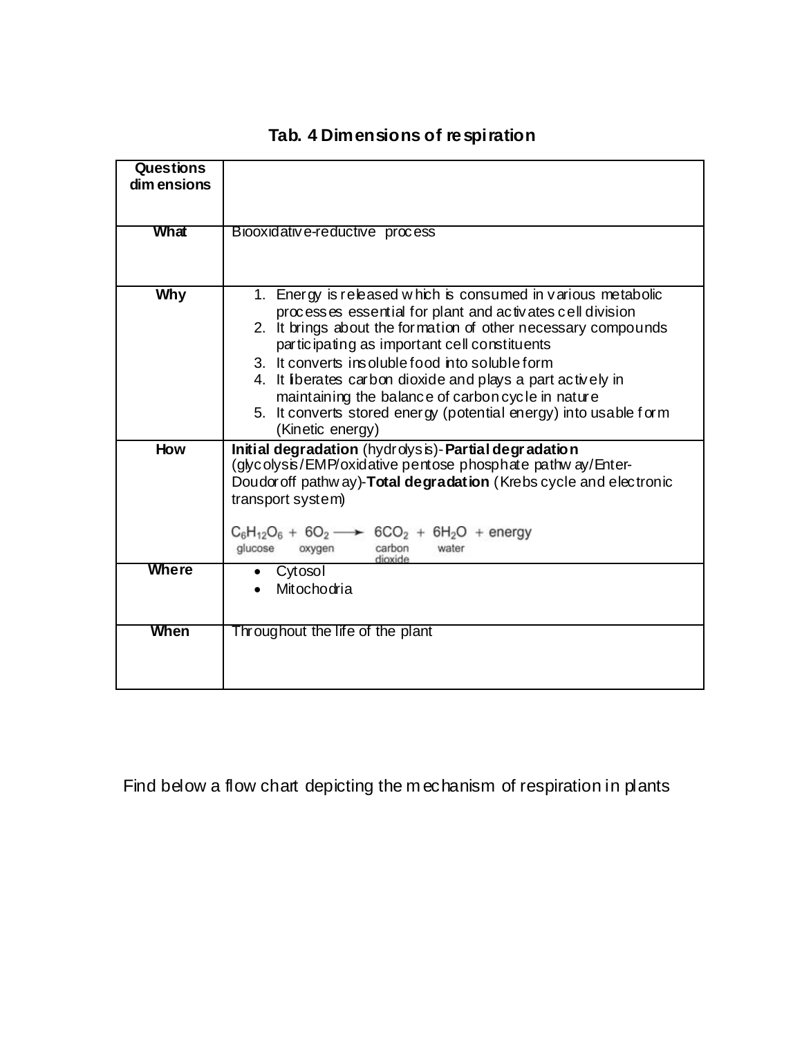## Tab. 4 Dimensions of respiration

| Questions dimensions | |
|---|---|
| **What** | Biooxidative-reductive process |
| **Why** | 1. Energy is released which is consumed in various metabolic processes essential for plant and activates cell division<br>2. It brings about the formation of other necessary compounds participating as important cell constituents<br>3. It converts insoluble food into soluble form<br>4. It liberates carbon dioxide and plays a part actively in maintaining the balance of carbon cycle in nature<br>5. It converts stored energy (potential energy) into usable form (Kinetic energy) |
| **How** | **Initial degradation** (hydrolysis)-**Partial degradation** (glycolysis/EMP/oxidative pentose phosphate pathway/Enter-Doudoroff pathway)-**Total degradation** (Krebs cycle and electronic transport system)<br>$\underset{\text{glucose}}{C_6H_{12}O_6} + \underset{\text{oxygen}}{6O_2} \longrightarrow \underset{\text{carbon dioxide}}{6CO_2} + \underset{\text{water}}{6H_2O} + \text{energy}$ |
| **Where** | • Cytosol<br>• Mitochodria |
| **When** | Throughout the life of the plant |

Find below a flow chart depicting the mechanism of respiration in plants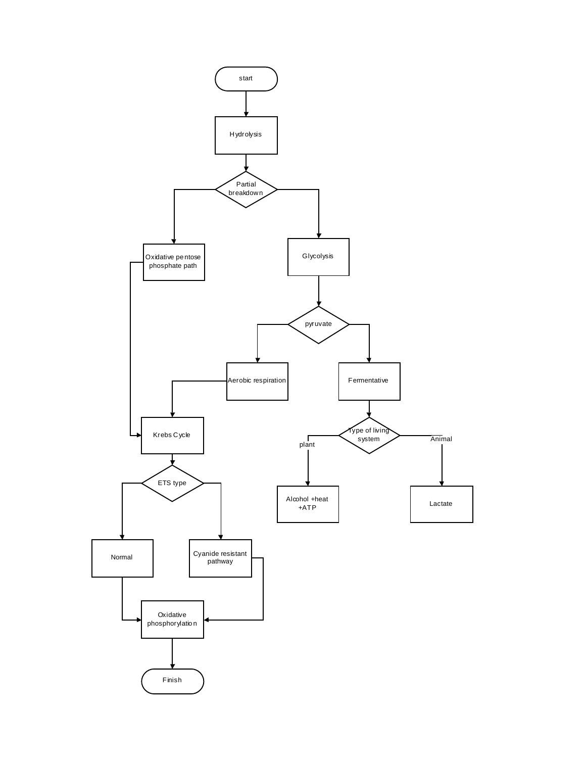start

Hydrolysis

Partial breakdown

Oxidative pentose phosphate path

Glycolysis

pyruvate

Aerobic respiration

Fermentative

Krebs Cycle

Type of living system

plant

Animal

ETS type

Alcohol +heat +ATP

Lactate

Normal

Cyanide resistant pathway

Oxidative phosphorylation

Finish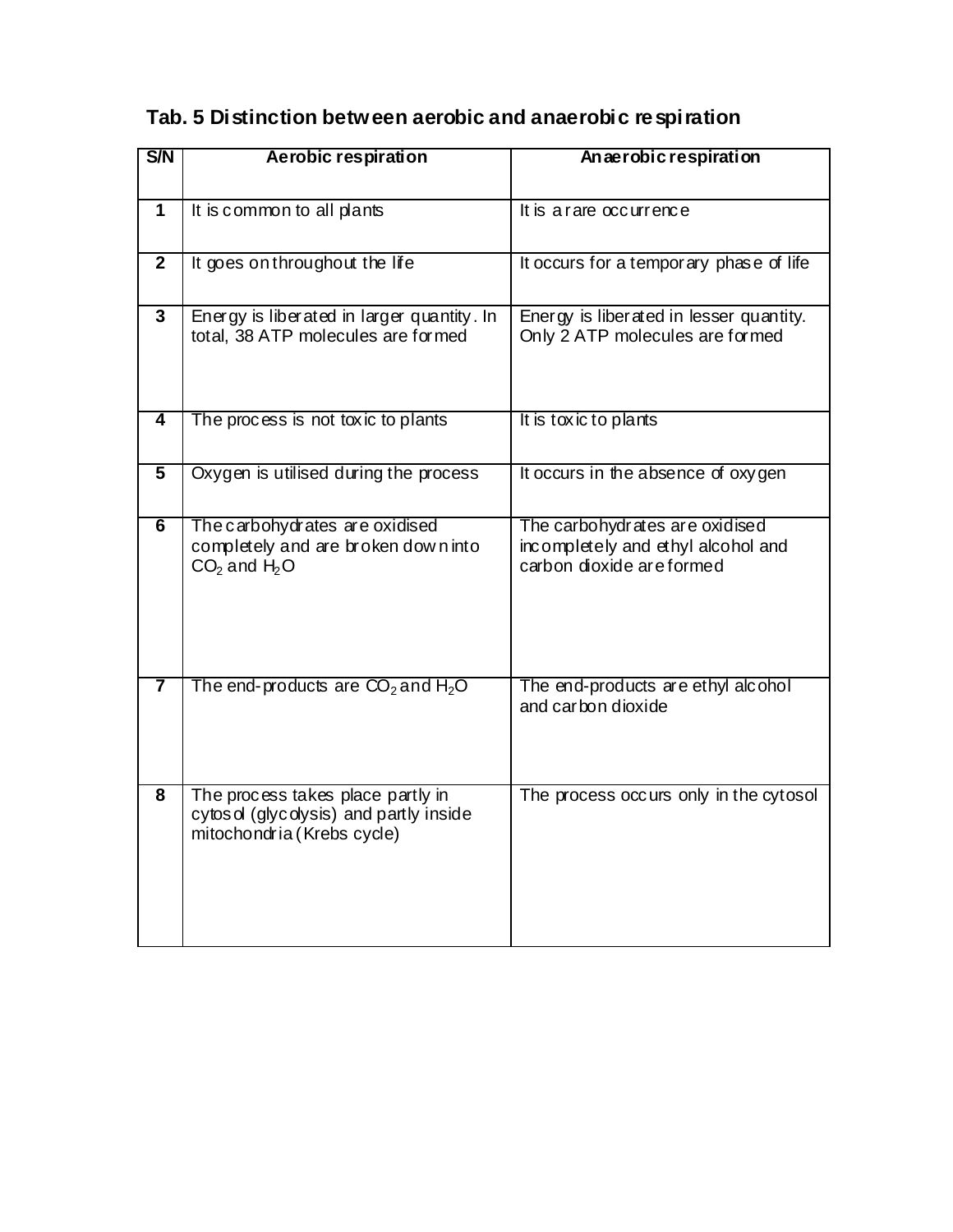**Tab. 5 Distinction between aerobic and anaerobic respiration**

| S/N | Aerobic respiration | Anaerobic respiration |
|---|---|---|
| 1 | It is common to all plants | It is a rare occurrence |
| 2 | It goes on throughout the life | It occurs for a temporary phase of life |
| 3 | Energy is liberated in larger quantity. In total, 38 ATP molecules are formed | Energy is liberated in lesser quantity. Only 2 ATP molecules are formed |
| 4 | The process is not toxic to plants | It is toxic to plants |
| 5 | Oxygen is utilised during the process | It occurs in the absence of oxygen |
| 6 | The carbohydrates are oxidised completely and are broken down into $CO_2$ and $H_2O$ | The carbohydrates are oxidised incompletely and ethyl alcohol and carbon dioxide are formed |
| 7 | The end-products are $CO_2$ and $H_2O$ | The end-products are ethyl alcohol and carbon dioxide |
| 8 | The process takes place partly in cytosol (glycolysis) and partly inside mitochondria (Krebs cycle) | The process occurs only in the cytosol |